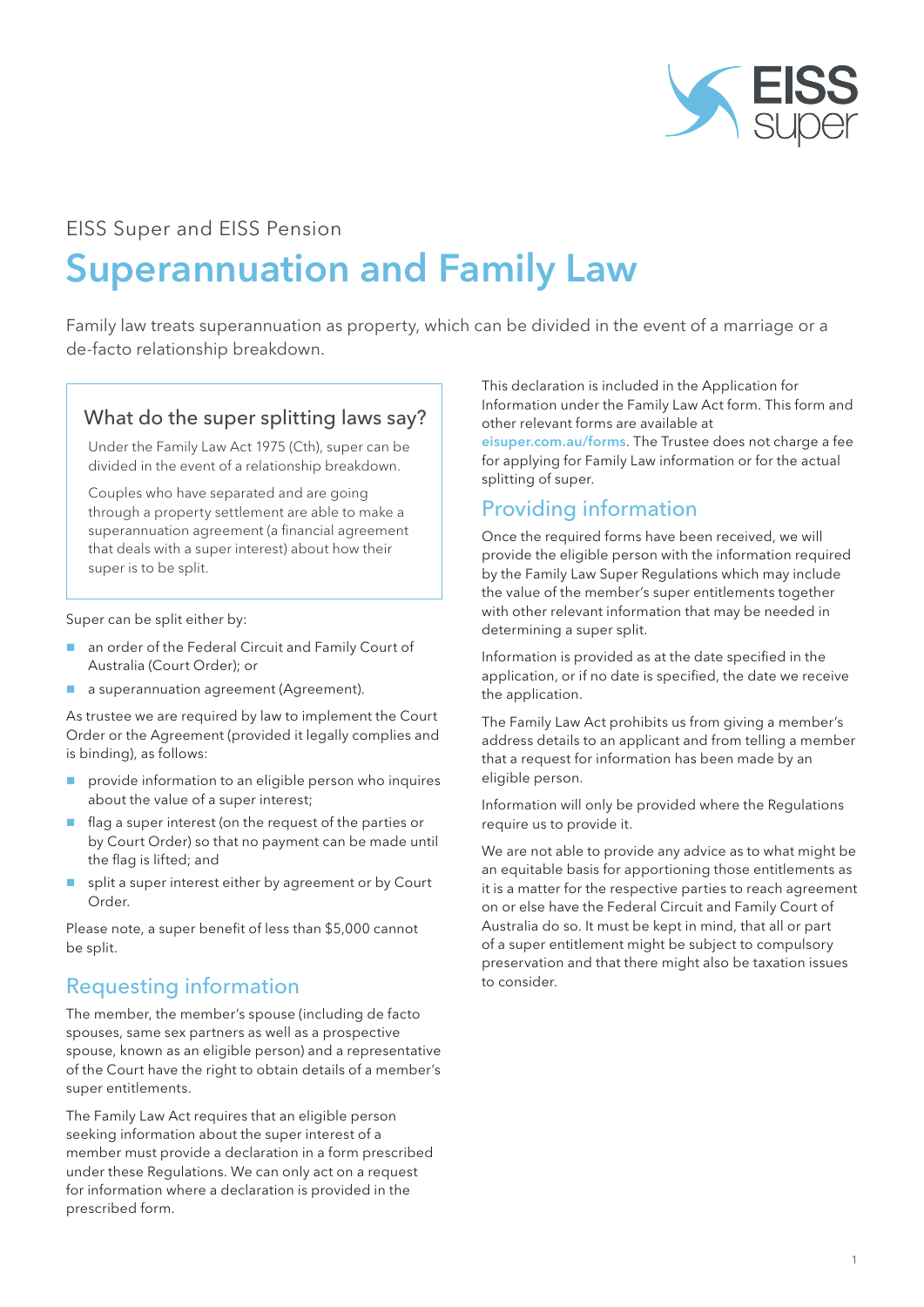EISS Super and EISS Pension

# Superannuation and Family Law

Family law treats superannuation as property, which can be divided in the event of a marriage or a de-facto relationship breakdown.

### What do the super splitting laws say?

Under the Family Law Act 1975 (Cth), super can be divided in the event of a relationship breakdown.

Couples who have separated and are going through a property settlement are able to make a superannuation agreement (a financial agreement that deals with a super interest) about how their super is to be split.

Super can be split either by:

- an order of the Federal Circuit and Family Court of Australia (Court Order); or
- a superannuation agreement (Agreement).

As trustee we are required by law to implement the Court Order or the Agreement (provided it legally complies and is binding), as follows:

- provide information to an eligible person who inquires about the value of a super interest;
- flag a super interest (on the request of the parties or by Court Order) so that no payment can be made until the flag is lifted; and
- split a super interest either by agreement or by Court Order.

Please note, a super benefit of less than $5,000 cannot be split.

## Requesting information

The member, the member's spouse (including de facto spouses, same sex partners as well as a prospective spouse, known as an eligible person) and a representative of the Court have the right to obtain details of a member's super entitlements.

The Family Law Act requires that an eligible person seeking information about the super interest of a member must provide a declaration in a form prescribed under these Regulations. We can only act on a request for information where a declaration is provided in the prescribed form.

This declaration is included in the Application for Information under the Family Law Act form. This form and other relevant forms are available at **eisuper.com.au/forms**. The Trustee does not charge a fee for applying for Family Law information or for the actual splitting of super.

## Providing information

Once the required forms have been received, we will provide the eligible person with the information required by the Family Law Super Regulations which may include the value of the member's super entitlements together with other relevant information that may be needed in determining a super split.

Information is provided as at the date specified in the application, or if no date is specified, the date we receive the application.

The Family Law Act prohibits us from giving a member's address details to an applicant and from telling a member that a request for information has been made by an eligible person.

Information will only be provided where the Regulations require us to provide it.

We are not able to provide any advice as to what might be an equitable basis for apportioning those entitlements as it is a matter for the respective parties to reach agreement on or else have the Federal Circuit and Family Court of Australia do so. It must be kept in mind, that all or part of a super entitlement might be subject to compulsory preservation and that there might also be taxation issues to consider.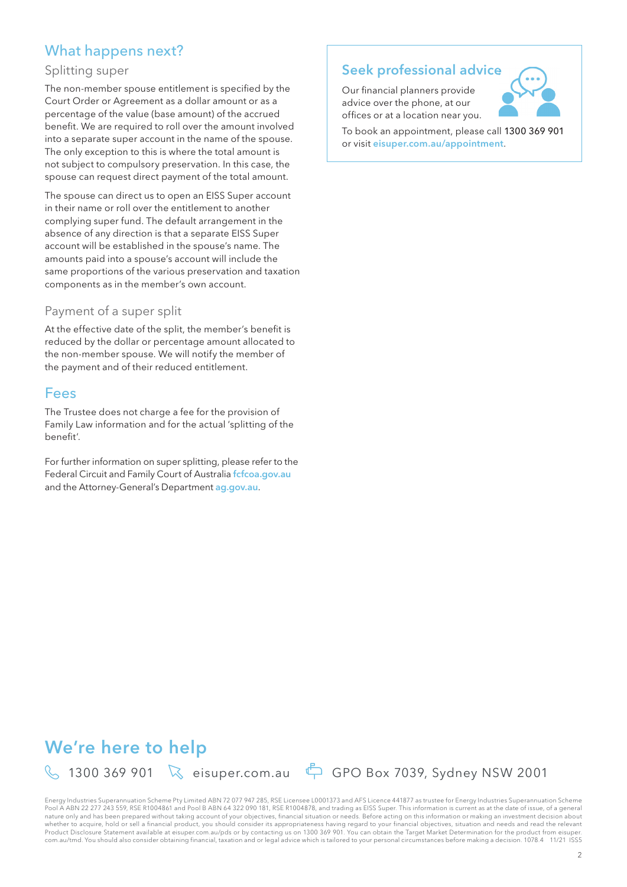## What happens next?

### Splitting super

The non-member spouse entitlement is specified by the Court Order or Agreement as a dollar amount or as a percentage of the value (base amount) of the accrued benefit. We are required to roll over the amount involved into a separate super account in the name of the spouse. The only exception to this is where the total amount is not subject to compulsory preservation. In this case, the spouse can request direct payment of the total amount.

The spouse can direct us to open an EISS Super account in their name or roll over the entitlement to another complying super fund. The default arrangement in the absence of any direction is that a separate EISS Super account will be established in the spouse's name. The amounts paid into a spouse's account will include the same proportions of the various preservation and taxation components as in the member's own account.

### Payment of a super split

At the effective date of the split, the member's benefit is reduced by the dollar or percentage amount allocated to the non-member spouse. We will notify the member of the payment and of their reduced entitlement.

## Fees

The Trustee does not charge a fee for the provision of Family Law information and for the actual 'splitting of the benefit'.

For further information on super splitting, please refer to the Federal Circuit and Family Court of Australia fcfcoa.gov.au and the Attorney-General's Department ag.gov.au.

## Seek professional advice

Our financial planners provide advice over the phone, at our offices or at a location near you.

To book an appointment, please call 1300 369 901 or visit eisuper.com.au/appointment.

## We're here to help

1300 369 901 eisuper.com.au GPO Box 7039, Sydney NSW 2001

Energy Industries Superannuation Scheme Pty Limited ABN 72 077 947 285, RSE Licensee L0001373 and AFS Licence 441877 as trustee for Energy Industries Superannuation Scheme Pool A ABN 22 277 243 559, RSE R1004861 and Pool B ABN 64 322 090 181, RSE R1004878, and trading as EISS Super. This information is current as at the date of issue, of a general nature only and has been prepared without taking account of your objectives, financial situation or needs. Before acting on this information or making an investment decision about whether to acquire, hold or sell a financial product, you should consider its appropriateness having regard to your financial objectives, situation and needs and read the relevant Product Disclosure Statement available at eisuper.com.au/pds or by contacting us on 1300 369 901. You can obtain the Target Market Determination for the product from eisuper.com.au/tmd. You should also consider obtaining financial, taxation and or legal advice which is tailored to your personal circumstances before making a decision. 1078.4 11/21 ISS5